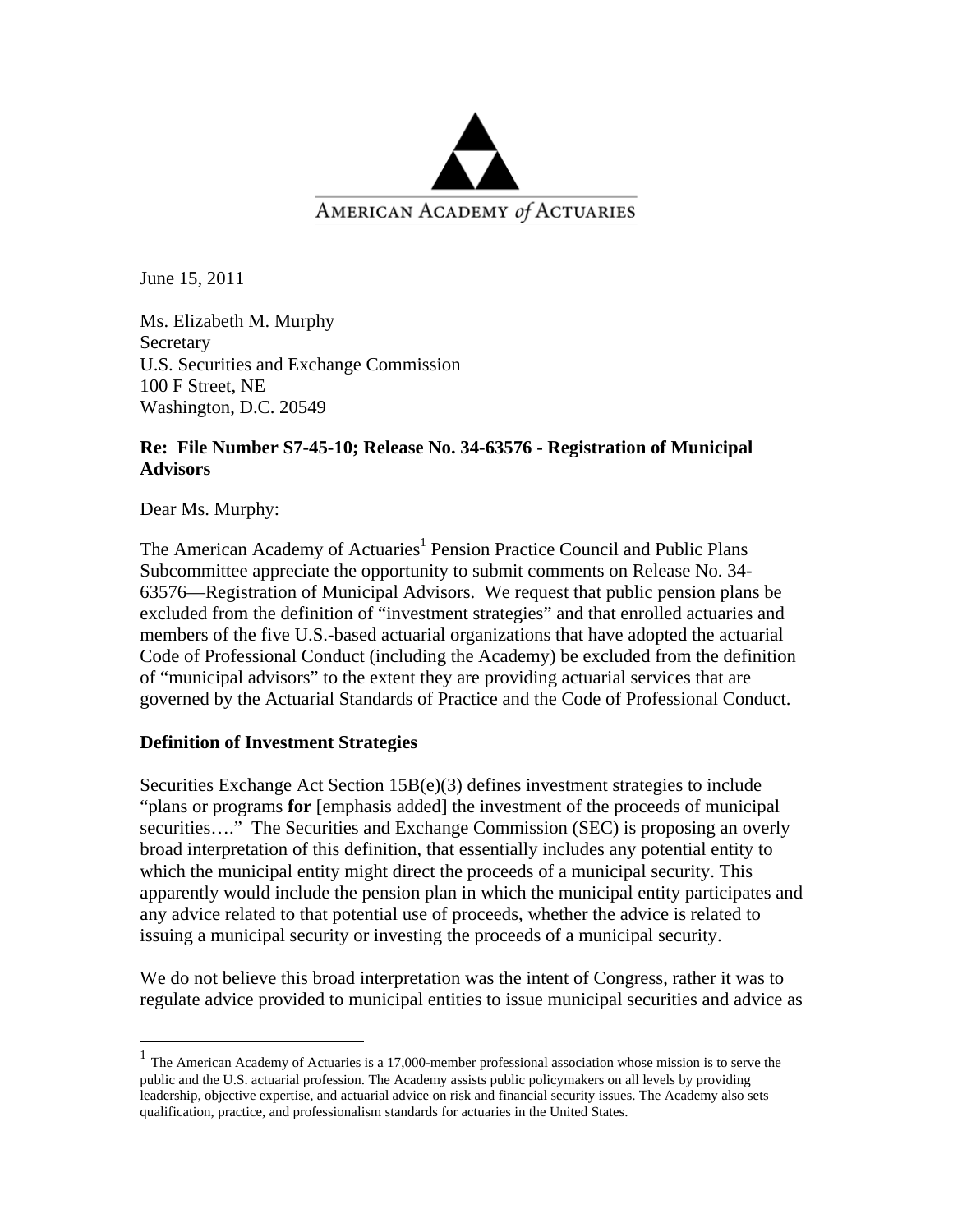AMERICAN ACADEMY of ACTUARIES

June 15, 2011

Ms. Elizabeth M. Murphy
Secretary
U.S. Securities and Exchange Commission
100 F Street, NE
Washington, D.C. 20549

**Re: File Number S7-45-10; Release No. 34-63576 - Registration of Municipal Advisors**

Dear Ms. Murphy:

The American Academy of Actuaries[1] Pension Practice Council and Public Plans Subcommittee appreciate the opportunity to submit comments on Release No. 34-63576—Registration of Municipal Advisors. We request that public pension plans be excluded from the definition of "investment strategies" and that enrolled actuaries and members of the five U.S.-based actuarial organizations that have adopted the actuarial Code of Professional Conduct (including the Academy) be excluded from the definition of "municipal advisors" to the extent they are providing actuarial services that are governed by the Actuarial Standards of Practice and the Code of Professional Conduct.

## Definition of Investment Strategies

Securities Exchange Act Section 15B(e)(3) defines investment strategies to include "plans or programs **for** [emphasis added] the investment of the proceeds of municipal securities…." The Securities and Exchange Commission (SEC) is proposing an overly broad interpretation of this definition, that essentially includes any potential entity to which the municipal entity might direct the proceeds of a municipal security. This apparently would include the pension plan in which the municipal entity participates and any advice related to that potential use of proceeds, whether the advice is related to issuing a municipal security or investing the proceeds of a municipal security.

We do not believe this broad interpretation was the intent of Congress, rather it was to regulate advice provided to municipal entities to issue municipal securities and advice as

---

[1] The American Academy of Actuaries is a 17,000-member professional association whose mission is to serve the public and the U.S. actuarial profession. The Academy assists public policymakers on all levels by providing leadership, objective expertise, and actuarial advice on risk and financial security issues. The Academy also sets qualification, practice, and professionalism standards for actuaries in the United States.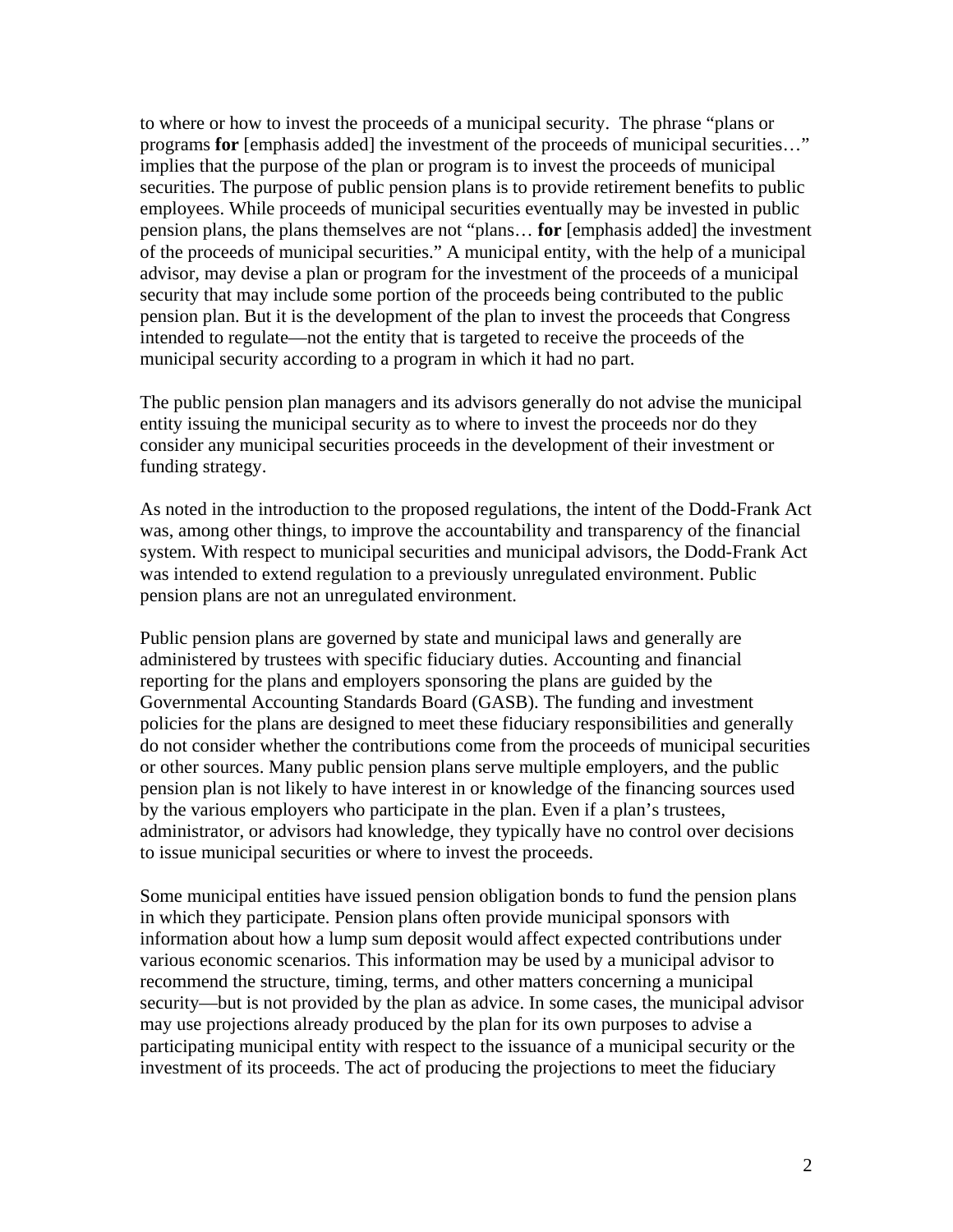to where or how to invest the proceeds of a municipal security. The phrase "plans or programs **for** [emphasis added] the investment of the proceeds of municipal securities…" implies that the purpose of the plan or program is to invest the proceeds of municipal securities. The purpose of public pension plans is to provide retirement benefits to public employees. While proceeds of municipal securities eventually may be invested in public pension plans, the plans themselves are not "plans… **for** [emphasis added] the investment of the proceeds of municipal securities." A municipal entity, with the help of a municipal advisor, may devise a plan or program for the investment of the proceeds of a municipal security that may include some portion of the proceeds being contributed to the public pension plan. But it is the development of the plan to invest the proceeds that Congress intended to regulate—not the entity that is targeted to receive the proceeds of the municipal security according to a program in which it had no part.

The public pension plan managers and its advisors generally do not advise the municipal entity issuing the municipal security as to where to invest the proceeds nor do they consider any municipal securities proceeds in the development of their investment or funding strategy.

As noted in the introduction to the proposed regulations, the intent of the Dodd-Frank Act was, among other things, to improve the accountability and transparency of the financial system. With respect to municipal securities and municipal advisors, the Dodd-Frank Act was intended to extend regulation to a previously unregulated environment. Public pension plans are not an unregulated environment.

Public pension plans are governed by state and municipal laws and generally are administered by trustees with specific fiduciary duties. Accounting and financial reporting for the plans and employers sponsoring the plans are guided by the Governmental Accounting Standards Board (GASB). The funding and investment policies for the plans are designed to meet these fiduciary responsibilities and generally do not consider whether the contributions come from the proceeds of municipal securities or other sources. Many public pension plans serve multiple employers, and the public pension plan is not likely to have interest in or knowledge of the financing sources used by the various employers who participate in the plan. Even if a plan's trustees, administrator, or advisors had knowledge, they typically have no control over decisions to issue municipal securities or where to invest the proceeds.

Some municipal entities have issued pension obligation bonds to fund the pension plans in which they participate. Pension plans often provide municipal sponsors with information about how a lump sum deposit would affect expected contributions under various economic scenarios. This information may be used by a municipal advisor to recommend the structure, timing, terms, and other matters concerning a municipal security—but is not provided by the plan as advice. In some cases, the municipal advisor may use projections already produced by the plan for its own purposes to advise a participating municipal entity with respect to the issuance of a municipal security or the investment of its proceeds. The act of producing the projections to meet the fiduciary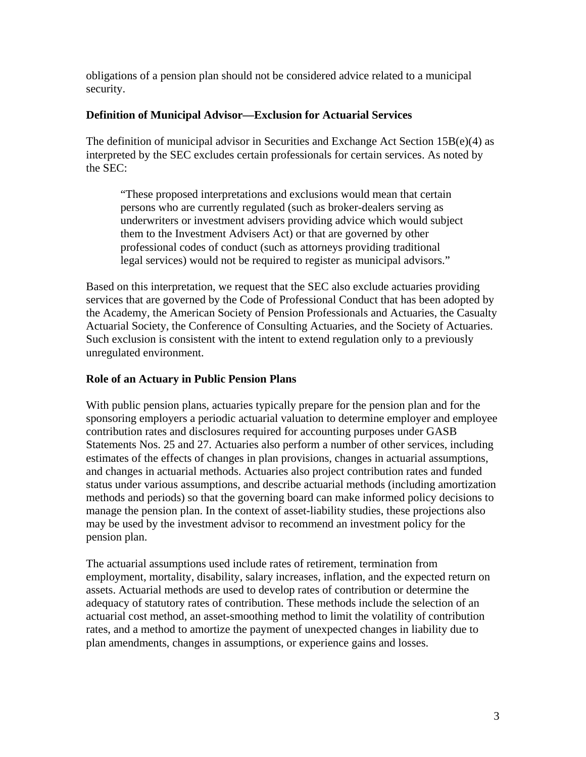obligations of a pension plan should not be considered advice related to a municipal security.

**Definition of Municipal Advisor—Exclusion for Actuarial Services**

The definition of municipal advisor in Securities and Exchange Act Section 15B(e)(4) as interpreted by the SEC excludes certain professionals for certain services. As noted by the SEC:

> "These proposed interpretations and exclusions would mean that certain persons who are currently regulated (such as broker-dealers serving as underwriters or investment advisers providing advice which would subject them to the Investment Advisers Act) or that are governed by other professional codes of conduct (such as attorneys providing traditional legal services) would not be required to register as municipal advisors."

Based on this interpretation, we request that the SEC also exclude actuaries providing services that are governed by the Code of Professional Conduct that has been adopted by the Academy, the American Society of Pension Professionals and Actuaries, the Casualty Actuarial Society, the Conference of Consulting Actuaries, and the Society of Actuaries. Such exclusion is consistent with the intent to extend regulation only to a previously unregulated environment.

**Role of an Actuary in Public Pension Plans**

With public pension plans, actuaries typically prepare for the pension plan and for the sponsoring employers a periodic actuarial valuation to determine employer and employee contribution rates and disclosures required for accounting purposes under GASB Statements Nos. 25 and 27. Actuaries also perform a number of other services, including estimates of the effects of changes in plan provisions, changes in actuarial assumptions, and changes in actuarial methods. Actuaries also project contribution rates and funded status under various assumptions, and describe actuarial methods (including amortization methods and periods) so that the governing board can make informed policy decisions to manage the pension plan. In the context of asset-liability studies, these projections also may be used by the investment advisor to recommend an investment policy for the pension plan.

The actuarial assumptions used include rates of retirement, termination from employment, mortality, disability, salary increases, inflation, and the expected return on assets. Actuarial methods are used to develop rates of contribution or determine the adequacy of statutory rates of contribution. These methods include the selection of an actuarial cost method, an asset-smoothing method to limit the volatility of contribution rates, and a method to amortize the payment of unexpected changes in liability due to plan amendments, changes in assumptions, or experience gains and losses.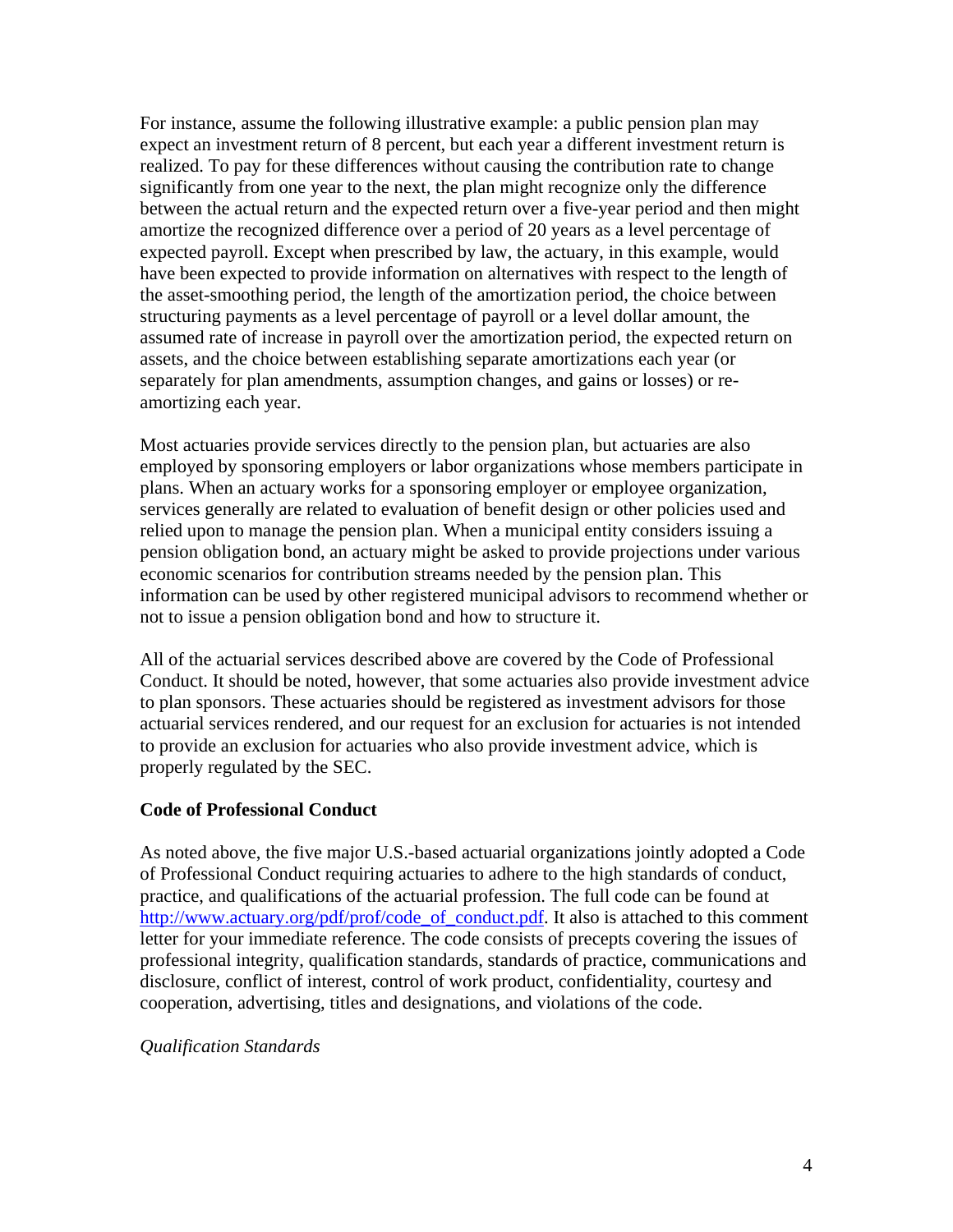For instance, assume the following illustrative example: a public pension plan may expect an investment return of 8 percent, but each year a different investment return is realized. To pay for these differences without causing the contribution rate to change significantly from one year to the next, the plan might recognize only the difference between the actual return and the expected return over a five-year period and then might amortize the recognized difference over a period of 20 years as a level percentage of expected payroll. Except when prescribed by law, the actuary, in this example, would have been expected to provide information on alternatives with respect to the length of the asset-smoothing period, the length of the amortization period, the choice between structuring payments as a level percentage of payroll or a level dollar amount, the assumed rate of increase in payroll over the amortization period, the expected return on assets, and the choice between establishing separate amortizations each year (or separately for plan amendments, assumption changes, and gains or losses) or re-amortizing each year.

Most actuaries provide services directly to the pension plan, but actuaries are also employed by sponsoring employers or labor organizations whose members participate in plans. When an actuary works for a sponsoring employer or employee organization, services generally are related to evaluation of benefit design or other policies used and relied upon to manage the pension plan. When a municipal entity considers issuing a pension obligation bond, an actuary might be asked to provide projections under various economic scenarios for contribution streams needed by the pension plan. This information can be used by other registered municipal advisors to recommend whether or not to issue a pension obligation bond and how to structure it.

All of the actuarial services described above are covered by the Code of Professional Conduct. It should be noted, however, that some actuaries also provide investment advice to plan sponsors. These actuaries should be registered as investment advisors for those actuarial services rendered, and our request for an exclusion for actuaries is not intended to provide an exclusion for actuaries who also provide investment advice, which is properly regulated by the SEC.

**Code of Professional Conduct**

As noted above, the five major U.S.-based actuarial organizations jointly adopted a Code of Professional Conduct requiring actuaries to adhere to the high standards of conduct, practice, and qualifications of the actuarial profession. The full code can be found at [http://www.actuary.org/pdf/prof/code_of_conduct.pdf](http://www.actuary.org/pdf/prof/code_of_conduct.pdf). It also is attached to this comment letter for your immediate reference. The code consists of precepts covering the issues of professional integrity, qualification standards, standards of practice, communications and disclosure, conflict of interest, control of work product, confidentiality, courtesy and cooperation, advertising, titles and designations, and violations of the code.

*Qualification Standards*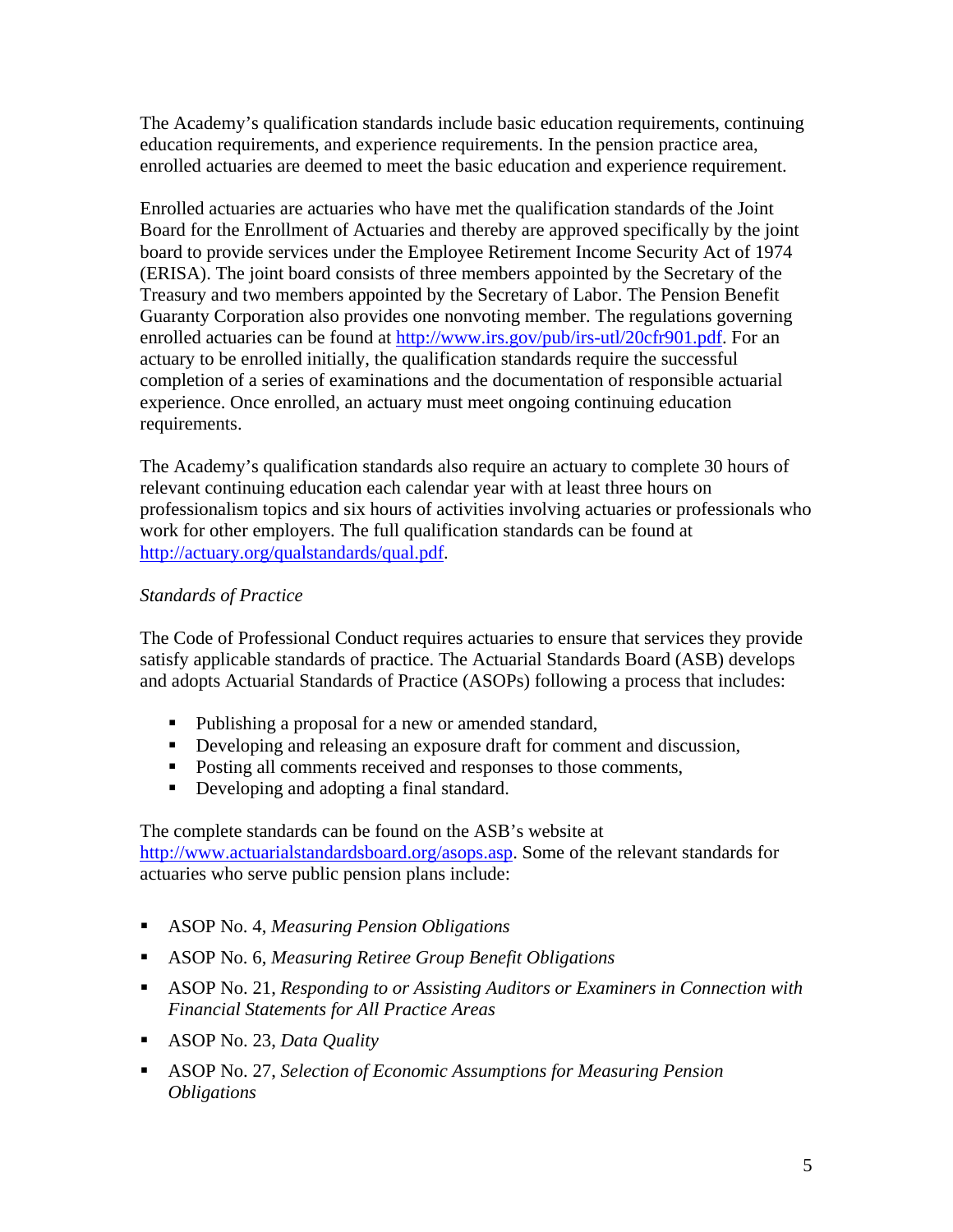The Academy's qualification standards include basic education requirements, continuing education requirements, and experience requirements. In the pension practice area, enrolled actuaries are deemed to meet the basic education and experience requirement.

Enrolled actuaries are actuaries who have met the qualification standards of the Joint Board for the Enrollment of Actuaries and thereby are approved specifically by the joint board to provide services under the Employee Retirement Income Security Act of 1974 (ERISA). The joint board consists of three members appointed by the Secretary of the Treasury and two members appointed by the Secretary of Labor. The Pension Benefit Guaranty Corporation also provides one nonvoting member. The regulations governing enrolled actuaries can be found at http://www.irs.gov/pub/irs-utl/20cfr901.pdf. For an actuary to be enrolled initially, the qualification standards require the successful completion of a series of examinations and the documentation of responsible actuarial experience. Once enrolled, an actuary must meet ongoing continuing education requirements.

The Academy's qualification standards also require an actuary to complete 30 hours of relevant continuing education each calendar year with at least three hours on professionalism topics and six hours of activities involving actuaries or professionals who work for other employers. The full qualification standards can be found at http://actuary.org/qualstandards/qual.pdf.

*Standards of Practice*

The Code of Professional Conduct requires actuaries to ensure that services they provide satisfy applicable standards of practice. The Actuarial Standards Board (ASB) develops and adopts Actuarial Standards of Practice (ASOPs) following a process that includes:

- Publishing a proposal for a new or amended standard,
- Developing and releasing an exposure draft for comment and discussion,
- Posting all comments received and responses to those comments,
- Developing and adopting a final standard.

The complete standards can be found on the ASB's website at http://www.actuarialstandardsboard.org/asops.asp. Some of the relevant standards for actuaries who serve public pension plans include:

- ASOP No. 4, *Measuring Pension Obligations*
- ASOP No. 6, *Measuring Retiree Group Benefit Obligations*
- ASOP No. 21, *Responding to or Assisting Auditors or Examiners in Connection with Financial Statements for All Practice Areas*
- ASOP No. 23, *Data Quality*
- ASOP No. 27, *Selection of Economic Assumptions for Measuring Pension Obligations*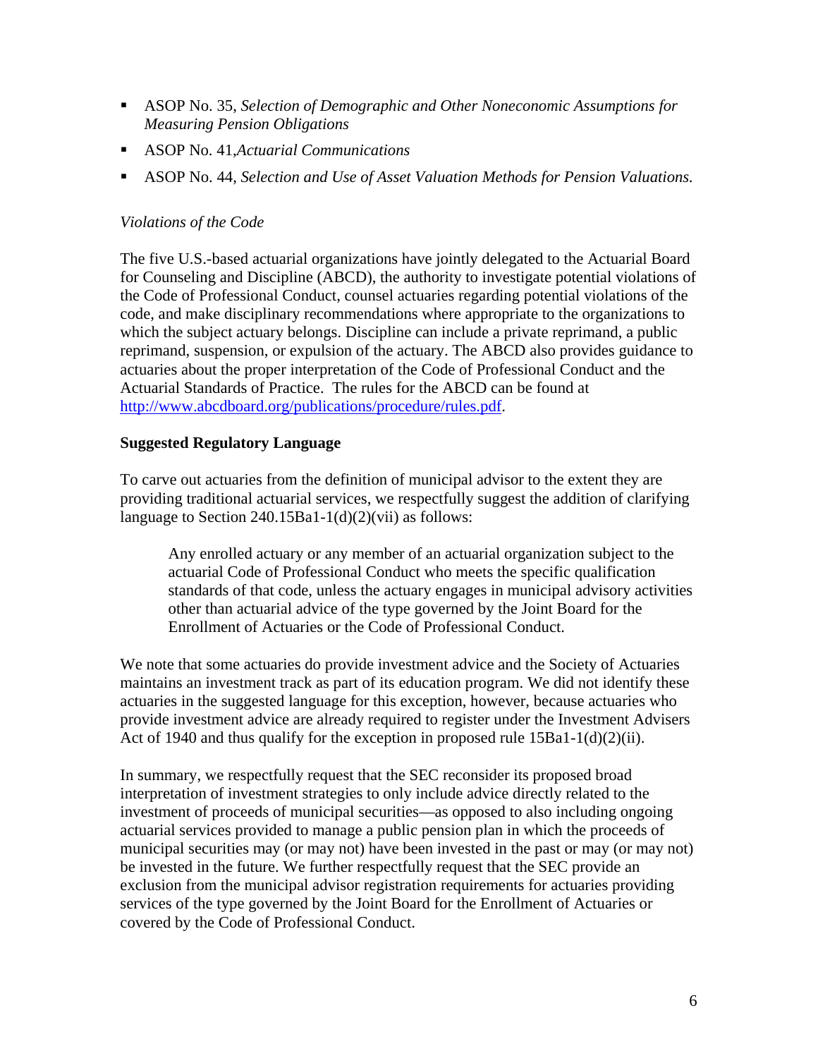- ASOP No. 35, *Selection of Demographic and Other Noneconomic Assumptions for Measuring Pension Obligations*
- ASOP No. 41,*Actuarial Communications*
- ASOP No. 44, *Selection and Use of Asset Valuation Methods for Pension Valuations.*

*Violations of the Code*

The five U.S.-based actuarial organizations have jointly delegated to the Actuarial Board for Counseling and Discipline (ABCD), the authority to investigate potential violations of the Code of Professional Conduct, counsel actuaries regarding potential violations of the code, and make disciplinary recommendations where appropriate to the organizations to which the subject actuary belongs. Discipline can include a private reprimand, a public reprimand, suspension, or expulsion of the actuary. The ABCD also provides guidance to actuaries about the proper interpretation of the Code of Professional Conduct and the Actuarial Standards of Practice. The rules for the ABCD can be found at http://www.abcdboard.org/publications/procedure/rules.pdf.

**Suggested Regulatory Language**

To carve out actuaries from the definition of municipal advisor to the extent they are providing traditional actuarial services, we respectfully suggest the addition of clarifying language to Section 240.15Ba1-1(d)(2)(vii) as follows:

> Any enrolled actuary or any member of an actuarial organization subject to the actuarial Code of Professional Conduct who meets the specific qualification standards of that code, unless the actuary engages in municipal advisory activities other than actuarial advice of the type governed by the Joint Board for the Enrollment of Actuaries or the Code of Professional Conduct.

We note that some actuaries do provide investment advice and the Society of Actuaries maintains an investment track as part of its education program. We did not identify these actuaries in the suggested language for this exception, however, because actuaries who provide investment advice are already required to register under the Investment Advisers Act of 1940 and thus qualify for the exception in proposed rule 15Ba1-1(d)(2)(ii).

In summary, we respectfully request that the SEC reconsider its proposed broad interpretation of investment strategies to only include advice directly related to the investment of proceeds of municipal securities—as opposed to also including ongoing actuarial services provided to manage a public pension plan in which the proceeds of municipal securities may (or may not) have been invested in the past or may (or may not) be invested in the future. We further respectfully request that the SEC provide an exclusion from the municipal advisor registration requirements for actuaries providing services of the type governed by the Joint Board for the Enrollment of Actuaries or covered by the Code of Professional Conduct.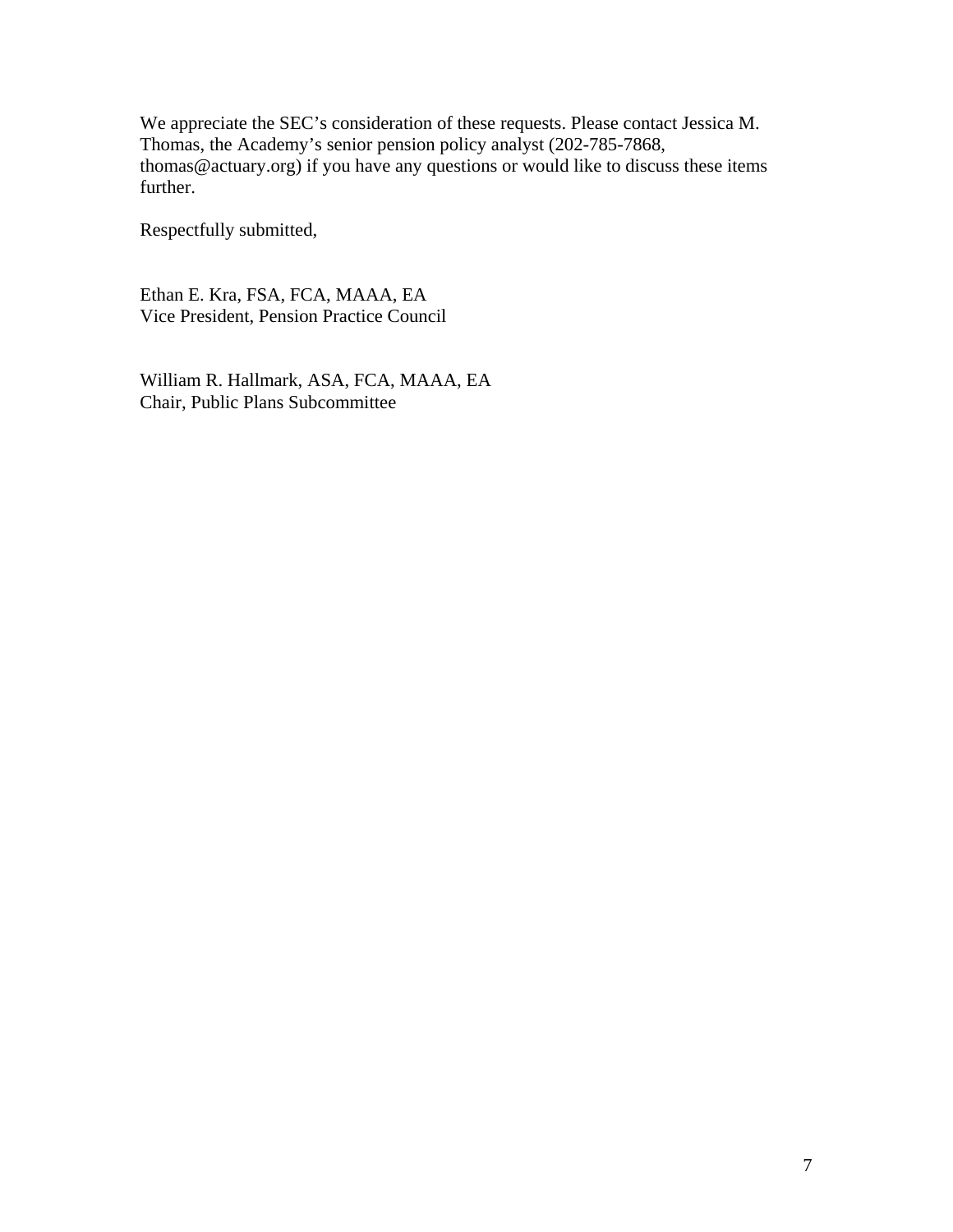We appreciate the SEC's consideration of these requests. Please contact Jessica M. Thomas, the Academy's senior pension policy analyst (202-785-7868, thomas@actuary.org) if you have any questions or would like to discuss these items further.

Respectfully submitted,

Ethan E. Kra, FSA, FCA, MAAA, EA
Vice President, Pension Practice Council

William R. Hallmark, ASA, FCA, MAAA, EA
Chair, Public Plans Subcommittee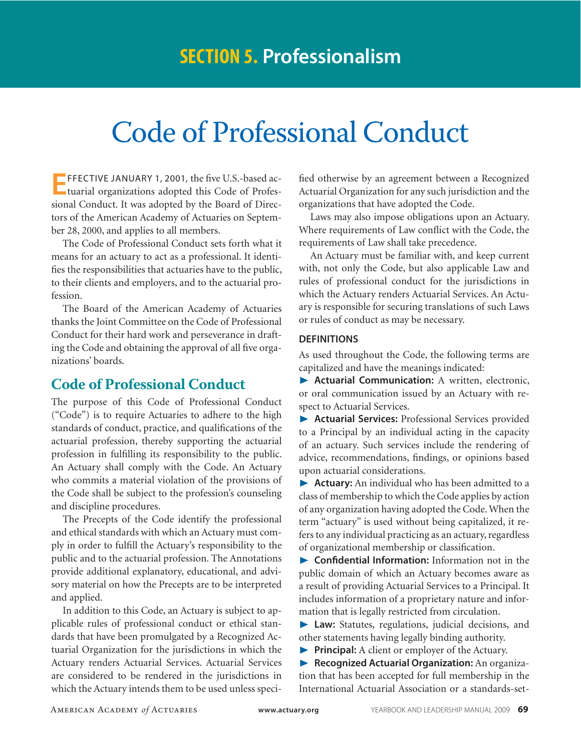# SECTION 5. Professionalism

# Code of Professional Conduct

EFFECTIVE JANUARY 1, 2001, the five U.S.-based actuarial organizations adopted this Code of Professional Conduct. It was adopted by the Board of Directors of the American Academy of Actuaries on September 28, 2000, and applies to all members.

The Code of Professional Conduct sets forth what it means for an actuary to act as a professional. It identifies the responsibilities that actuaries have to the public, to their clients and employers, and to the actuarial profession.

The Board of the American Academy of Actuaries thanks the Joint Committee on the Code of Professional Conduct for their hard work and perseverance in drafting the Code and obtaining the approval of all five organizations' boards.

## Code of Professional Conduct

The purpose of this Code of Professional Conduct ("Code") is to require Actuaries to adhere to the high standards of conduct, practice, and qualifications of the actuarial profession, thereby supporting the actuarial profession in fulfilling its responsibility to the public. An Actuary shall comply with the Code. An Actuary who commits a material violation of the provisions of the Code shall be subject to the profession's counseling and discipline procedures.

The Precepts of the Code identify the professional and ethical standards with which an Actuary must comply in order to fulfill the Actuary's responsibility to the public and to the actuarial profession. The Annotations provide additional explanatory, educational, and advisory material on how the Precepts are to be interpreted and applied.

In addition to this Code, an Actuary is subject to applicable rules of professional conduct or ethical standards that have been promulgated by a Recognized Actuarial Organization for the jurisdictions in which the Actuary renders Actuarial Services. Actuarial Services are considered to be rendered in the jurisdictions in which the Actuary intends them to be used unless specified otherwise by an agreement between a Recognized Actuarial Organization for any such jurisdiction and the organizations that have adopted the Code.

Laws may also impose obligations upon an Actuary. Where requirements of Law conflict with the Code, the requirements of Law shall take precedence.

An Actuary must be familiar with, and keep current with, not only the Code, but also applicable Law and rules of professional conduct for the jurisdictions in which the Actuary renders Actuarial Services. An Actuary is responsible for securing translations of such Laws or rules of conduct as may be necessary.

### DEFINITIONS

As used throughout the Code, the following terms are capitalized and have the meanings indicated:

- **Actuarial Communication:** A written, electronic, or oral communication issued by an Actuary with respect to Actuarial Services.
- **Actuarial Services:** Professional Services provided to a Principal by an individual acting in the capacity of an actuary. Such services include the rendering of advice, recommendations, findings, or opinions based upon actuarial considerations.
- **Actuary:** An individual who has been admitted to a class of membership to which the Code applies by action of any organization having adopted the Code. When the term "actuary" is used without being capitalized, it refers to any individual practicing as an actuary, regardless of organizational membership or classification.
- **Confidential Information:** Information not in the public domain of which an Actuary becomes aware as a result of providing Actuarial Services to a Principal. It includes information of a proprietary nature and information that is legally restricted from circulation.
- **Law:** Statutes, regulations, judicial decisions, and other statements having legally binding authority.
- **Principal:** A client or employer of the Actuary.
- **Recognized Actuarial Organization:** An organization that has been accepted for full membership in the International Actuarial Association or a standards-set-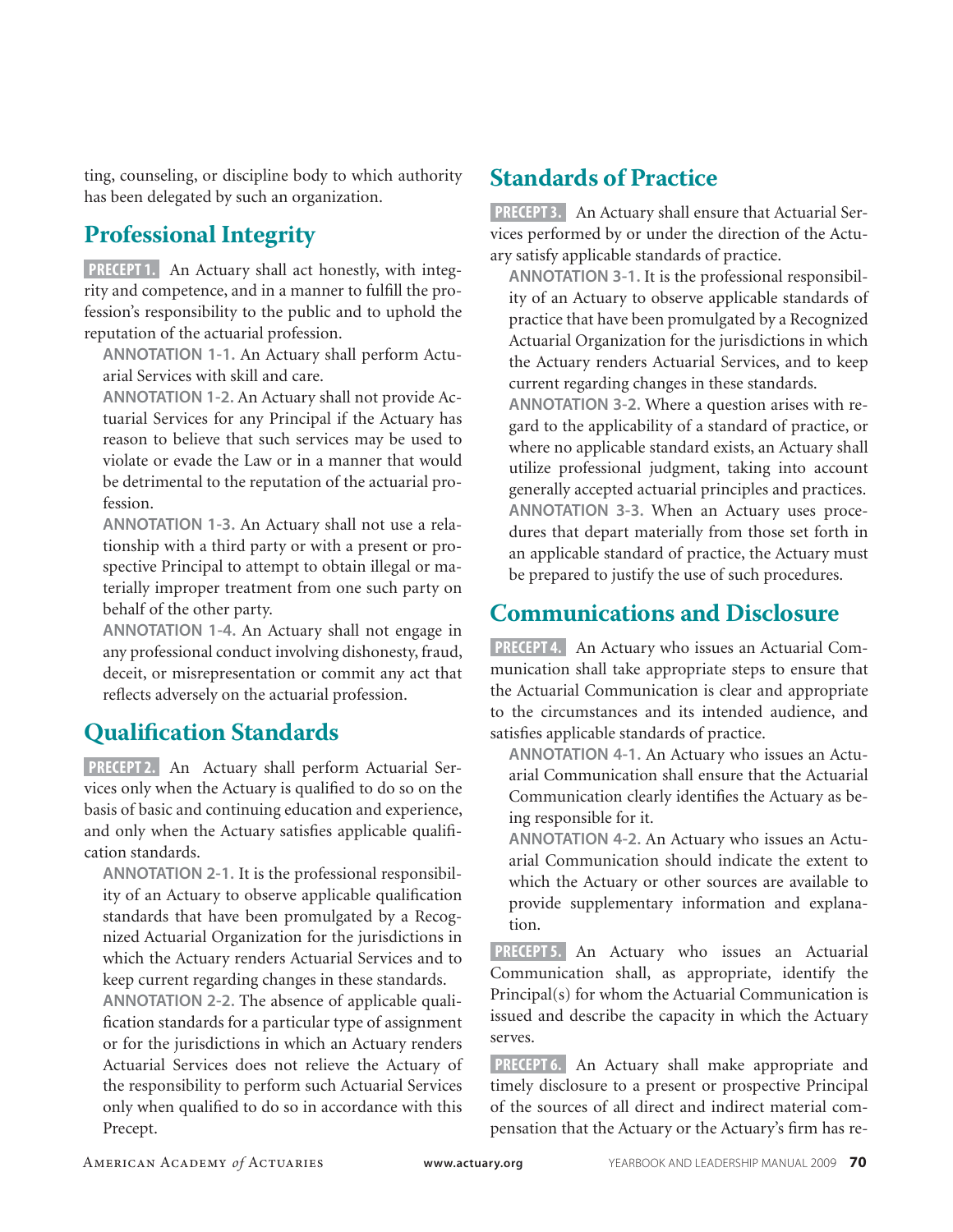ting, counseling, or discipline body to which authority has been delegated by such an organization.

## Professional Integrity

**PRECEPT 1.** An Actuary shall act honestly, with integrity and competence, and in a manner to fulfill the profession's responsibility to the public and to uphold the reputation of the actuarial profession.

**ANNOTATION 1-1.** An Actuary shall perform Actuarial Services with skill and care.

**ANNOTATION 1-2.** An Actuary shall not provide Actuarial Services for any Principal if the Actuary has reason to believe that such services may be used to violate or evade the Law or in a manner that would be detrimental to the reputation of the actuarial profession.

**ANNOTATION 1-3.** An Actuary shall not use a relationship with a third party or with a present or prospective Principal to attempt to obtain illegal or materially improper treatment from one such party on behalf of the other party.

**ANNOTATION 1-4.** An Actuary shall not engage in any professional conduct involving dishonesty, fraud, deceit, or misrepresentation or commit any act that reflects adversely on the actuarial profession.

## Qualification Standards

**PRECEPT 2.** An Actuary shall perform Actuarial Services only when the Actuary is qualified to do so on the basis of basic and continuing education and experience, and only when the Actuary satisfies applicable qualification standards.

**ANNOTATION 2-1.** It is the professional responsibility of an Actuary to observe applicable qualification standards that have been promulgated by a Recognized Actuarial Organization for the jurisdictions in which the Actuary renders Actuarial Services and to keep current regarding changes in these standards.

**ANNOTATION 2-2.** The absence of applicable qualification standards for a particular type of assignment or for the jurisdictions in which an Actuary renders Actuarial Services does not relieve the Actuary of the responsibility to perform such Actuarial Services only when qualified to do so in accordance with this Precept.

## Standards of Practice

**PRECEPT 3.** An Actuary shall ensure that Actuarial Services performed by or under the direction of the Actuary satisfy applicable standards of practice.

**ANNOTATION 3-1.** It is the professional responsibility of an Actuary to observe applicable standards of practice that have been promulgated by a Recognized Actuarial Organization for the jurisdictions in which the Actuary renders Actuarial Services, and to keep current regarding changes in these standards.

**ANNOTATION 3-2.** Where a question arises with regard to the applicability of a standard of practice, or where no applicable standard exists, an Actuary shall utilize professional judgment, taking into account generally accepted actuarial principles and practices.

**ANNOTATION 3-3.** When an Actuary uses procedures that depart materially from those set forth in an applicable standard of practice, the Actuary must be prepared to justify the use of such procedures.

## Communications and Disclosure

**PRECEPT 4.** An Actuary who issues an Actuarial Communication shall take appropriate steps to ensure that the Actuarial Communication is clear and appropriate to the circumstances and its intended audience, and satisfies applicable standards of practice.

**ANNOTATION 4-1.** An Actuary who issues an Actuarial Communication shall ensure that the Actuarial Communication clearly identifies the Actuary as being responsible for it.

**ANNOTATION 4-2.** An Actuary who issues an Actuarial Communication should indicate the extent to which the Actuary or other sources are available to provide supplementary information and explanation.

**PRECEPT 5.** An Actuary who issues an Actuarial Communication shall, as appropriate, identify the Principal(s) for whom the Actuarial Communication is issued and describe the capacity in which the Actuary serves.

**PRECEPT 6.** An Actuary shall make appropriate and timely disclosure to a present or prospective Principal of the sources of all direct and indirect material compensation that the Actuary or the Actuary's firm has re-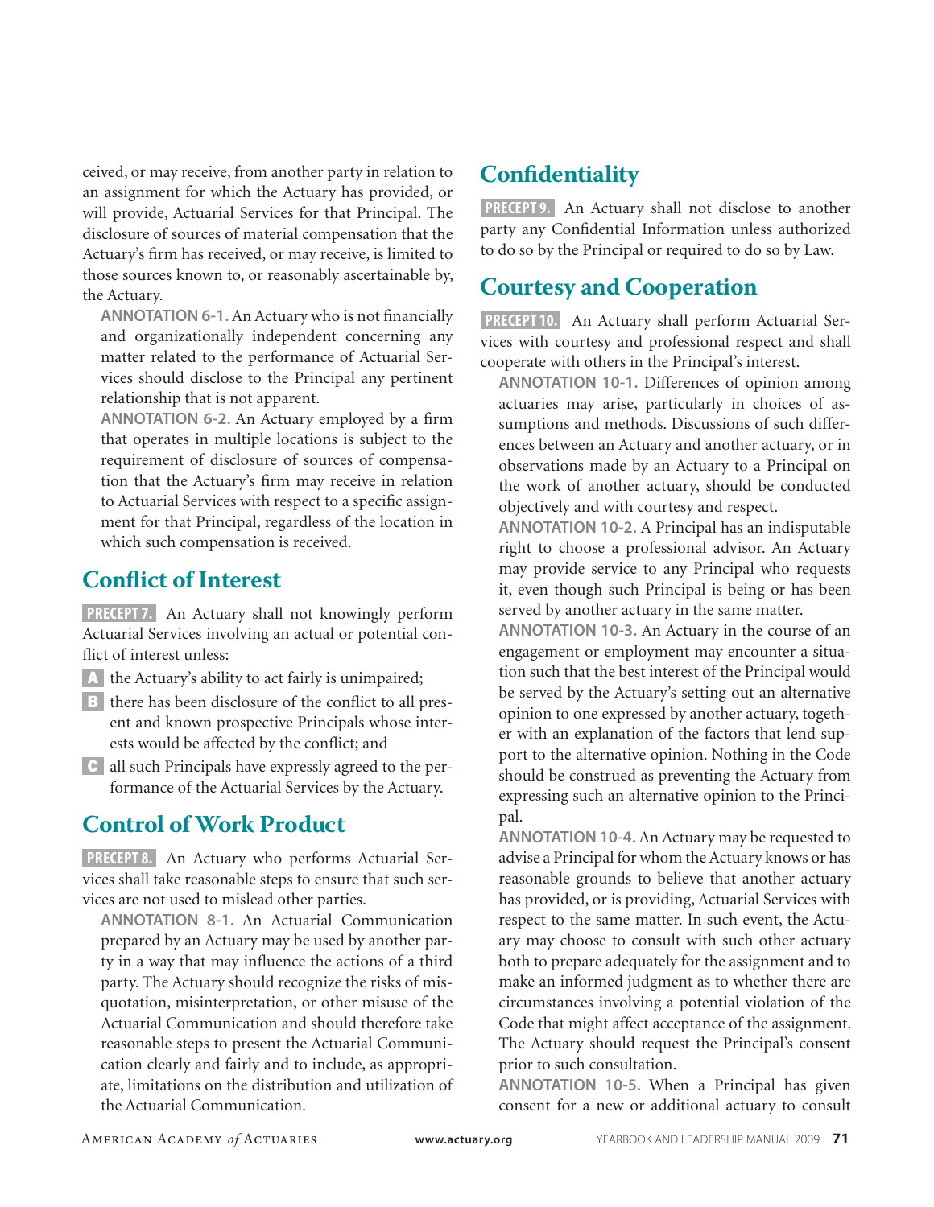ceived, or may receive, from another party in relation to an assignment for which the Actuary has provided, or will provide, Actuarial Services for that Principal. The disclosure of sources of material compensation that the Actuary's firm has received, or may receive, is limited to those sources known to, or reasonably ascertainable by, the Actuary.

**ANNOTATION 6-1.** An Actuary who is not financially and organizationally independent concerning any matter related to the performance of Actuarial Services should disclose to the Principal any pertinent relationship that is not apparent.

**ANNOTATION 6-2.** An Actuary employed by a firm that operates in multiple locations is subject to the requirement of disclosure of sources of compensation that the Actuary's firm may receive in relation to Actuarial Services with respect to a specific assignment for that Principal, regardless of the location in which such compensation is received.

## Conflict of Interest

**PRECEPT 7.** An Actuary shall not knowingly perform Actuarial Services involving an actual or potential conflict of interest unless:

- **A** the Actuary's ability to act fairly is unimpaired;
- **B** there has been disclosure of the conflict to all present and known prospective Principals whose interests would be affected by the conflict; and
- **C** all such Principals have expressly agreed to the performance of the Actuarial Services by the Actuary.

## Control of Work Product

**PRECEPT 8.** An Actuary who performs Actuarial Services shall take reasonable steps to ensure that such services are not used to mislead other parties.

**ANNOTATION 8-1.** An Actuarial Communication prepared by an Actuary may be used by another party in a way that may influence the actions of a third party. The Actuary should recognize the risks of misquotation, misinterpretation, or other misuse of the Actuarial Communication and should therefore take reasonable steps to present the Actuarial Communication clearly and fairly and to include, as appropriate, limitations on the distribution and utilization of the Actuarial Communication.

## Confidentiality

**PRECEPT 9.** An Actuary shall not disclose to another party any Confidential Information unless authorized to do so by the Principal or required to do so by Law.

## Courtesy and Cooperation

**PRECEPT 10.** An Actuary shall perform Actuarial Services with courtesy and professional respect and shall cooperate with others in the Principal's interest.

**ANNOTATION 10-1.** Differences of opinion among actuaries may arise, particularly in choices of assumptions and methods. Discussions of such differences between an Actuary and another actuary, or in observations made by an Actuary to a Principal on the work of another actuary, should be conducted objectively and with courtesy and respect.

**ANNOTATION 10-2.** A Principal has an indisputable right to choose a professional advisor. An Actuary may provide service to any Principal who requests it, even though such Principal is being or has been served by another actuary in the same matter.

**ANNOTATION 10-3.** An Actuary in the course of an engagement or employment may encounter a situation such that the best interest of the Principal would be served by the Actuary's setting out an alternative opinion to one expressed by another actuary, together with an explanation of the factors that lend support to the alternative opinion. Nothing in the Code should be construed as preventing the Actuary from expressing such an alternative opinion to the Principal.

**ANNOTATION 10-4.** An Actuary may be requested to advise a Principal for whom the Actuary knows or has reasonable grounds to believe that another actuary has provided, or is providing, Actuarial Services with respect to the same matter. In such event, the Actuary may choose to consult with such other actuary both to prepare adequately for the assignment and to make an informed judgment as to whether there are circumstances involving a potential violation of the Code that might affect acceptance of the assignment. The Actuary should request the Principal's consent prior to such consultation.

**ANNOTATION 10-5.** When a Principal has given consent for a new or additional actuary to consult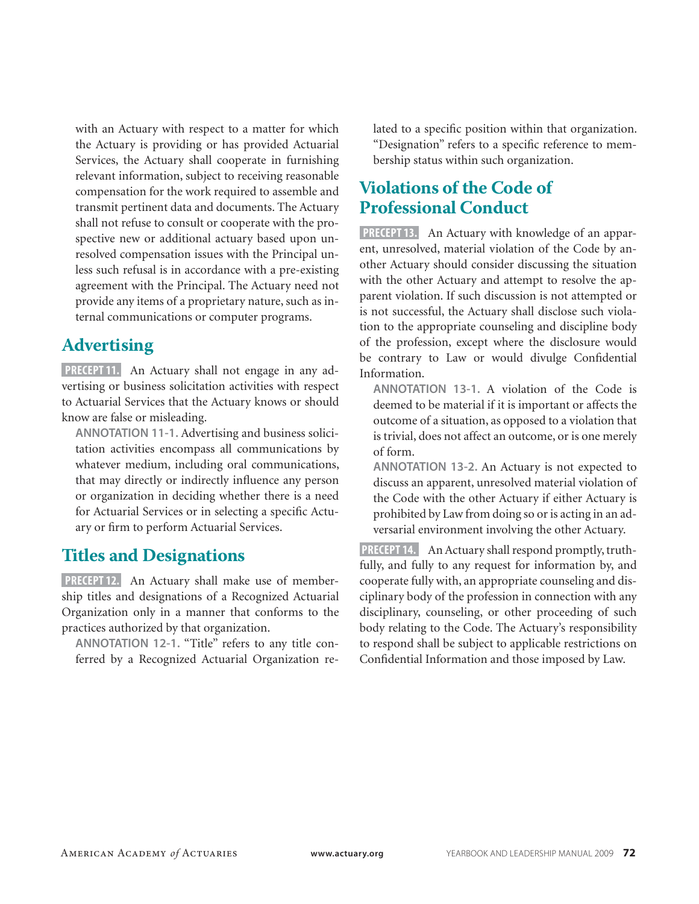with an Actuary with respect to a matter for which the Actuary is providing or has provided Actuarial Services, the Actuary shall cooperate in furnishing relevant information, subject to receiving reasonable compensation for the work required to assemble and transmit pertinent data and documents. The Actuary shall not refuse to consult or cooperate with the prospective new or additional actuary based upon unresolved compensation issues with the Principal unless such refusal is in accordance with a pre-existing agreement with the Principal. The Actuary need not provide any items of a proprietary nature, such as internal communications or computer programs.

## Advertising

**PRECEPT 11.** An Actuary shall not engage in any advertising or business solicitation activities with respect to Actuarial Services that the Actuary knows or should know are false or misleading.

**ANNOTATION 11-1.** Advertising and business solicitation activities encompass all communications by whatever medium, including oral communications, that may directly or indirectly influence any person or organization in deciding whether there is a need for Actuarial Services or in selecting a specific Actuary or firm to perform Actuarial Services.

## Titles and Designations

**PRECEPT 12.** An Actuary shall make use of membership titles and designations of a Recognized Actuarial Organization only in a manner that conforms to the practices authorized by that organization.

**ANNOTATION 12-1.** "Title" refers to any title conferred by a Recognized Actuarial Organization related to a specific position within that organization. "Designation" refers to a specific reference to membership status within such organization.

## Violations of the Code of Professional Conduct

**PRECEPT 13.** An Actuary with knowledge of an apparent, unresolved, material violation of the Code by another Actuary should consider discussing the situation with the other Actuary and attempt to resolve the apparent violation. If such discussion is not attempted or is not successful, the Actuary shall disclose such violation to the appropriate counseling and discipline body of the profession, except where the disclosure would be contrary to Law or would divulge Confidential Information.

**ANNOTATION 13-1.** A violation of the Code is deemed to be material if it is important or affects the outcome of a situation, as opposed to a violation that is trivial, does not affect an outcome, or is one merely of form.

**ANNOTATION 13-2.** An Actuary is not expected to discuss an apparent, unresolved material violation of the Code with the other Actuary if either Actuary is prohibited by Law from doing so or is acting in an adversarial environment involving the other Actuary.

**PRECEPT 14.** An Actuary shall respond promptly, truthfully, and fully to any request for information by, and cooperate fully with, an appropriate counseling and disciplinary body of the profession in connection with any disciplinary, counseling, or other proceeding of such body relating to the Code. The Actuary's responsibility to respond shall be subject to applicable restrictions on Confidential Information and those imposed by Law.